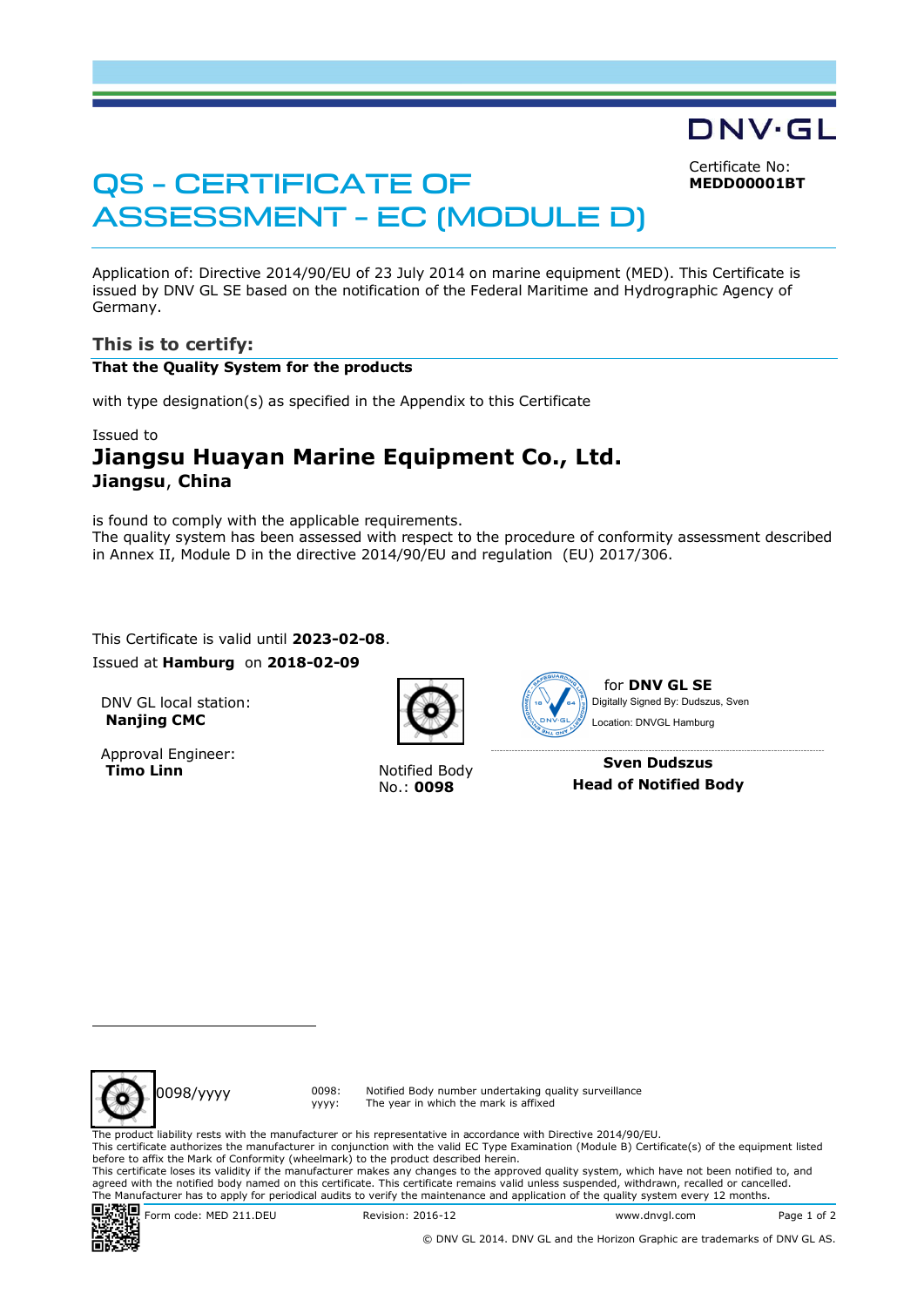DNV·GL

# QS - CERTIFICATE OF ASSESSMENT - EC (MODULE D)

Certificate No:
**MEDD00001BT**

Application of: Directive 2014/90/EU of 23 July 2014 on marine equipment (MED). This Certificate is issued by DNV GL SE based on the notification of the Federal Maritime and Hydrographic Agency of Germany.

## This is to certify:

**That the Quality System for the products**

with type designation(s) as specified in the Appendix to this Certificate

Issued to

## Jiangsu Huayan Marine Equipment Co., Ltd.

**Jiangsu, China**

is found to comply with the applicable requirements.
The quality system has been assessed with respect to the procedure of conformity assessment described in Annex II, Module D in the directive 2014/90/EU and regulation (EU) 2017/306.

This Certificate is valid until **2023-02-08**.

Issued at **Hamburg** on **2018-02-09**

DNV GL local station:
**Nanjing CMC**

Approval Engineer:
**Timo Linn**

Notified Body
No.: **0098**

for **DNV GL SE**
Digitally Signed By: Dudszus, Sven
Location: DNVGL Hamburg

**Sven Dudszus**
**Head of Notified Body**

0098/yyyy

0098: Notified Body number undertaking quality surveillance
yyyy: The year in which the mark is affixed

The product liability rests with the manufacturer or his representative in accordance with Directive 2014/90/EU.
This certificate authorizes the manufacturer in conjunction with the valid EC Type Examination (Module B) Certificate(s) of the equipment listed before to affix the Mark of Conformity (wheelmark) to the product described herein.
This certificate loses its validity if the manufacturer makes any changes to the approved quality system, which have not been notified to, and agreed with the notified body named on this certificate. This certificate remains valid unless suspended, withdrawn, recalled or cancelled.
The Manufacturer has to apply for periodical audits to verify the maintenance and application of the quality system every 12 months.

Form code: MED 211.DEU    Revision: 2016-12    www.dnvgl.com

© DNV GL 2014. DNV GL and the Horizon Graphic are trademarks of DNV GL AS.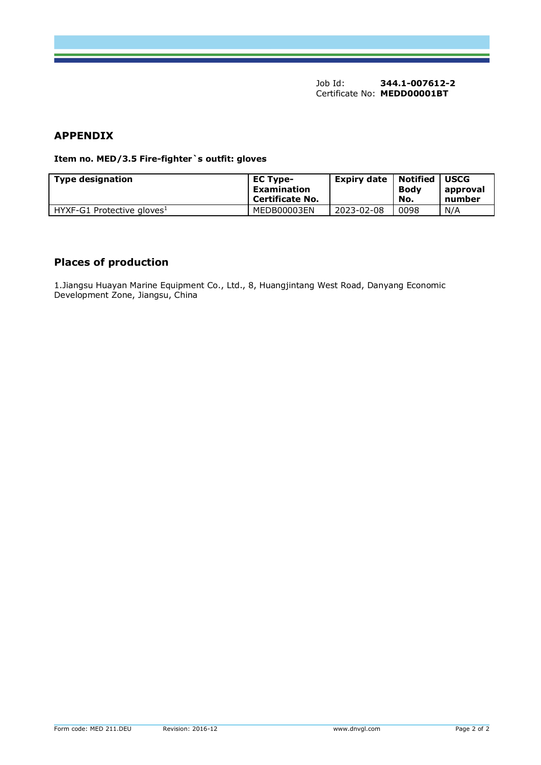Job Id: **344.1-007612-2**
Certificate No: **MEDD00001BT**

## APPENDIX

**Item no. MED/3.5 Fire-fighter`s outfit: gloves**

| Type designation | EC Type-Examination Certificate No. | Expiry date | Notified Body No. | USCG approval number |
|---|---|---|---|---|
| HYXF-G1 Protective gloves[1] | MEDB00003EN | 2023-02-08 | 0098 | N/A |

## Places of production

1.Jiangsu Huayan Marine Equipment Co., Ltd., 8, Huangjintang West Road, Danyang Economic Development Zone, Jiangsu, China

Form code: MED 211.DEU Revision: 2016-12 www.dnvgl.com